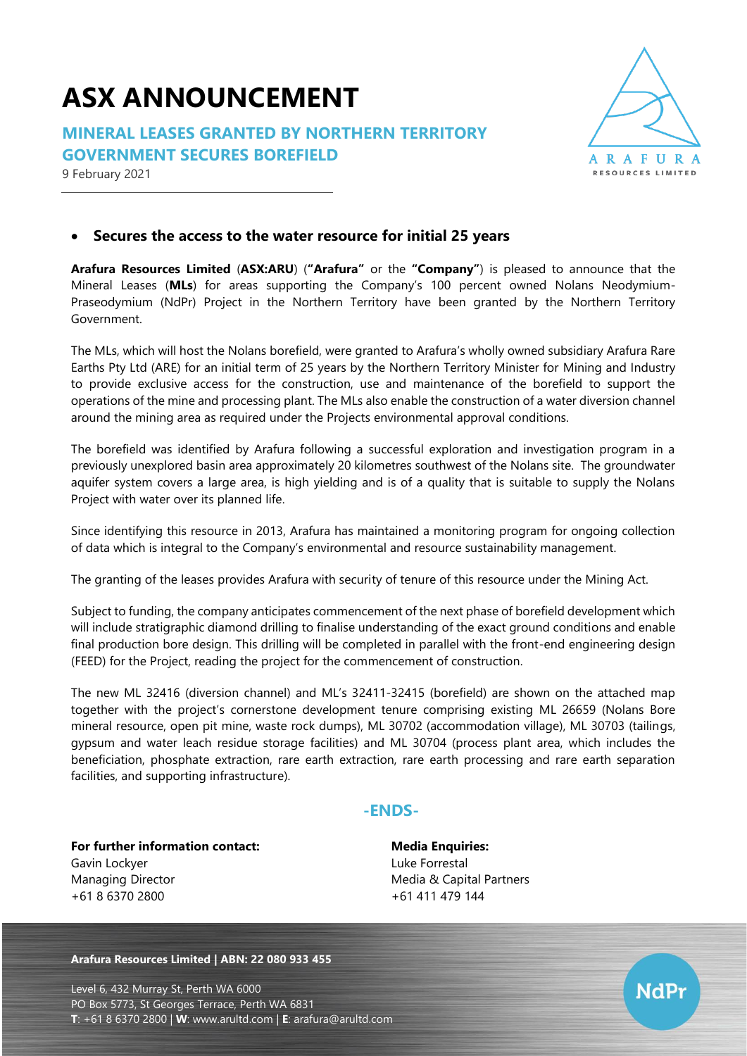# ASX ANNOUNCEMENT

## MINERAL LEASES GRANTED BY NORTHERN TERRITORY GOVERNMENT SECURES BOREFIELD

9 February 2021

- **Secures the access to the water resource for initial 25 years**

**Arafura Resources Limited** (**ASX:ARU**) (**"Arafura"** or the **"Company"**) is pleased to announce that the Mineral Leases (**MLs**) for areas supporting the Company's 100 percent owned Nolans Neodymium-Praseodymium (NdPr) Project in the Northern Territory have been granted by the Northern Territory Government.

The MLs, which will host the Nolans borefield, were granted to Arafura's wholly owned subsidiary Arafura Rare Earths Pty Ltd (ARE) for an initial term of 25 years by the Northern Territory Minister for Mining and Industry to provide exclusive access for the construction, use and maintenance of the borefield to support the operations of the mine and processing plant. The MLs also enable the construction of a water diversion channel around the mining area as required under the Projects environmental approval conditions.

The borefield was identified by Arafura following a successful exploration and investigation program in a previously unexplored basin area approximately 20 kilometres southwest of the Nolans site. The groundwater aquifer system covers a large area, is high yielding and is of a quality that is suitable to supply the Nolans Project with water over its planned life.

Since identifying this resource in 2013, Arafura has maintained a monitoring program for ongoing collection of data which is integral to the Company's environmental and resource sustainability management.

The granting of the leases provides Arafura with security of tenure of this resource under the Mining Act.

Subject to funding, the company anticipates commencement of the next phase of borefield development which will include stratigraphic diamond drilling to finalise understanding of the exact ground conditions and enable final production bore design. This drilling will be completed in parallel with the front-end engineering design (FEED) for the Project, reading the project for the commencement of construction.

The new ML 32416 (diversion channel) and ML's 32411-32415 (borefield) are shown on the attached map together with the project's cornerstone development tenure comprising existing ML 26659 (Nolans Bore mineral resource, open pit mine, waste rock dumps), ML 30702 (accommodation village), ML 30703 (tailings, gypsum and water leach residue storage facilities) and ML 30704 (process plant area, which includes the beneficiation, phosphate extraction, rare earth extraction, rare earth processing and rare earth separation facilities, and supporting infrastructure).

**-ENDS-**

**For further information contact:**
Gavin Lockyer
Managing Director
+61 8 6370 2800

**Media Enquiries:**
Luke Forrestal
Media & Capital Partners
+61 411 479 144

**Arafura Resources Limited | ABN: 22 080 933 455**

Level 6, 432 Murray St, Perth WA 6000
PO Box 5773, St Georges Terrace, Perth WA 6831
**T**: +61 8 6370 2800 | **W**: www.arultd.com | **E**: arafura@arultd.com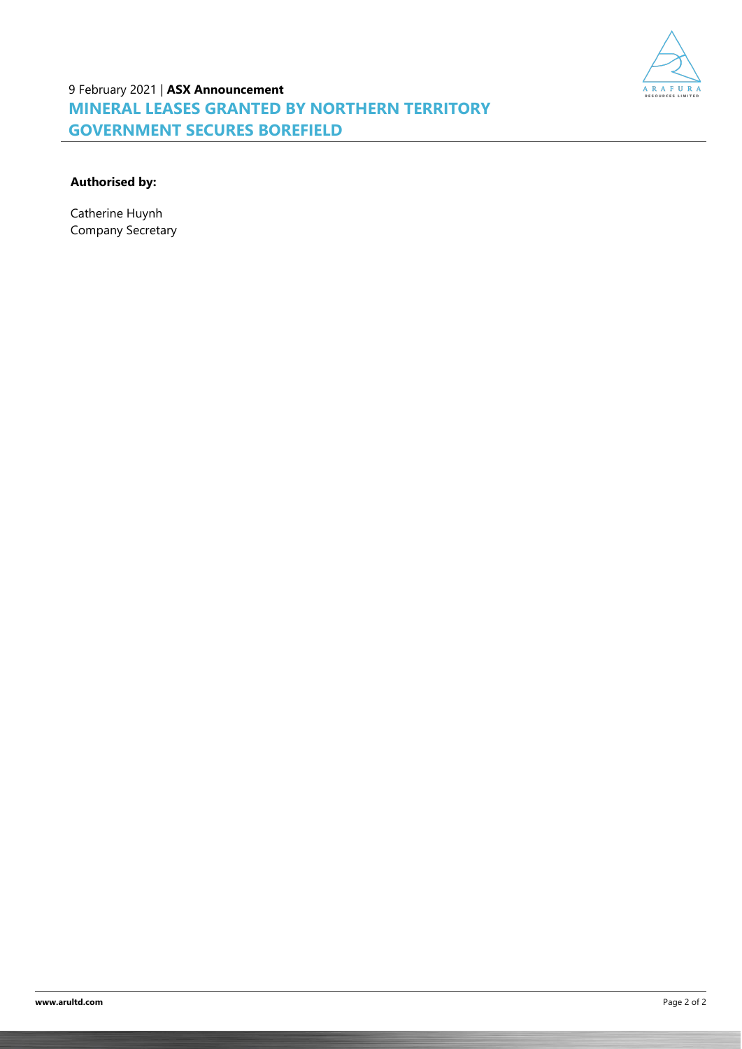**Authorised by:**

Catherine Huynh
Company Secretary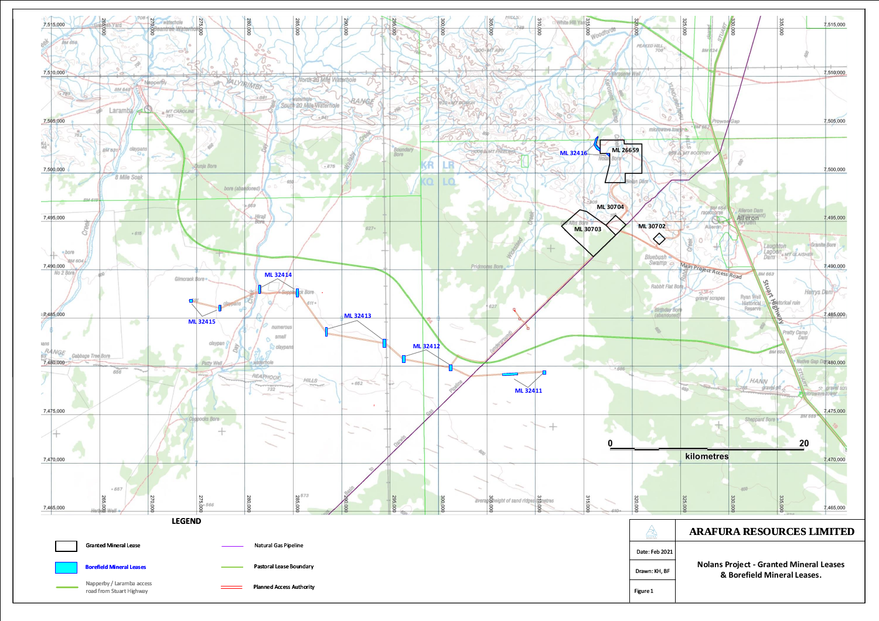# ARAFURA RESOURCES LIMITED

**Nolans Project - Granted Mineral Leases & Borefield Mineral Leases.**

Date: Feb 2021

Drawn: KH, BF

Figure 1

ML 26659

ML 32416

ML 30704

ML 30703

ML 30702

ML 32414

ML 32415

ML 32413

ML 32412

ML 32411

Main Project Access Road

Stuart Highway

0 20

kilometres

**LEGEND**

Granted Mineral Lease

Borefield Mineral Leases

Napperby / Laramba access road from Stuart Highway

Natural Gas Pipeline

Pastoral Lease Boundary

Planned Access Authority